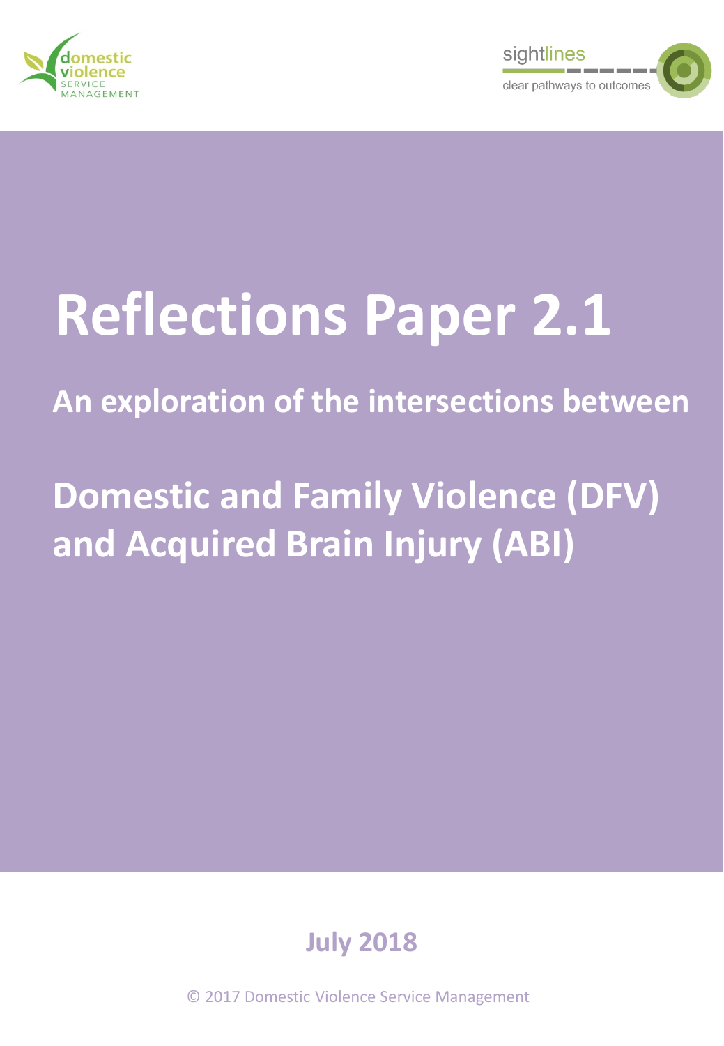domestic violence SERVICE MANAGEMENT

sightlines clear pathways to outcomes

# Reflections Paper 2.1

## An exploration of the intersections between

## Domestic and Family Violence (DFV) and Acquired Brain Injury (ABI)

**July 2018**

© 2017 Domestic Violence Service Management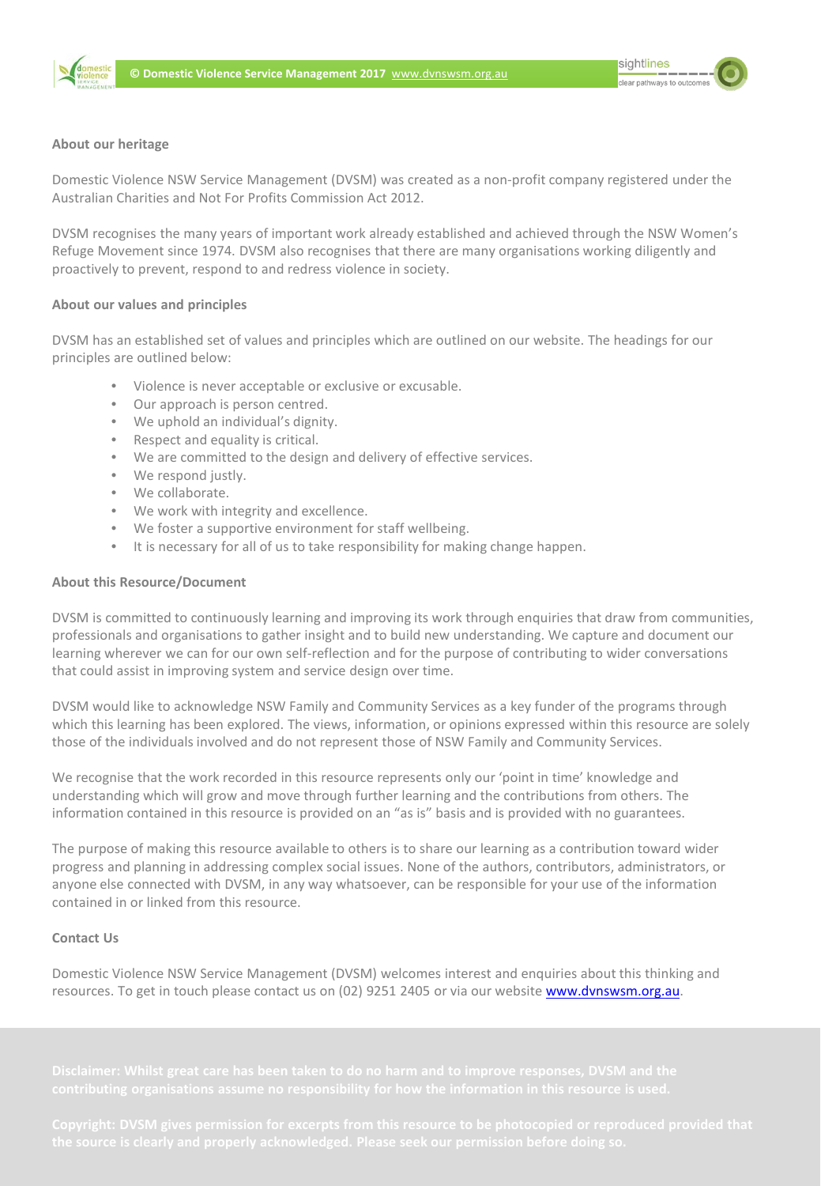## About our heritage

Domestic Violence NSW Service Management (DVSM) was created as a non-profit company registered under the Australian Charities and Not For Profits Commission Act 2012.

DVSM recognises the many years of important work already established and achieved through the NSW Women's Refuge Movement since 1974. DVSM also recognises that there are many organisations working diligently and proactively to prevent, respond to and redress violence in society.

## About our values and principles

DVSM has an established set of values and principles which are outlined on our website. The headings for our principles are outlined below:

- Violence is never acceptable or exclusive or excusable.
- Our approach is person centred.
- We uphold an individual's dignity.
- Respect and equality is critical.
- We are committed to the design and delivery of effective services.
- We respond justly.
- We collaborate.
- We work with integrity and excellence.
- We foster a supportive environment for staff wellbeing.
- It is necessary for all of us to take responsibility for making change happen.

## About this Resource/Document

DVSM is committed to continuously learning and improving its work through enquiries that draw from communities, professionals and organisations to gather insight and to build new understanding. We capture and document our learning wherever we can for our own self-reflection and for the purpose of contributing to wider conversations that could assist in improving system and service design over time.

DVSM would like to acknowledge NSW Family and Community Services as a key funder of the programs through which this learning has been explored. The views, information, or opinions expressed within this resource are solely those of the individuals involved and do not represent those of NSW Family and Community Services.

We recognise that the work recorded in this resource represents only our 'point in time' knowledge and understanding which will grow and move through further learning and the contributions from others. The information contained in this resource is provided on an "as is" basis and is provided with no guarantees.

The purpose of making this resource available to others is to share our learning as a contribution toward wider progress and planning in addressing complex social issues. None of the authors, contributors, administrators, or anyone else connected with DVSM, in any way whatsoever, can be responsible for your use of the information contained in or linked from this resource.

## Contact Us

Domestic Violence NSW Service Management (DVSM) welcomes interest and enquiries about this thinking and resources. To get in touch please contact us on (02) 9251 2405 or via our website www.dvnswsm.org.au.

**Disclaimer: Whilst great care has been taken to do no harm and to improve responses, DVSM and the contributing organisations assume no responsibility for how the information in this resource is used.**

**Copyright: DVSM gives permission for excerpts from this resource to be photocopied or reproduced provided that the source is clearly and properly acknowledged. Please seek our permission before doing so.**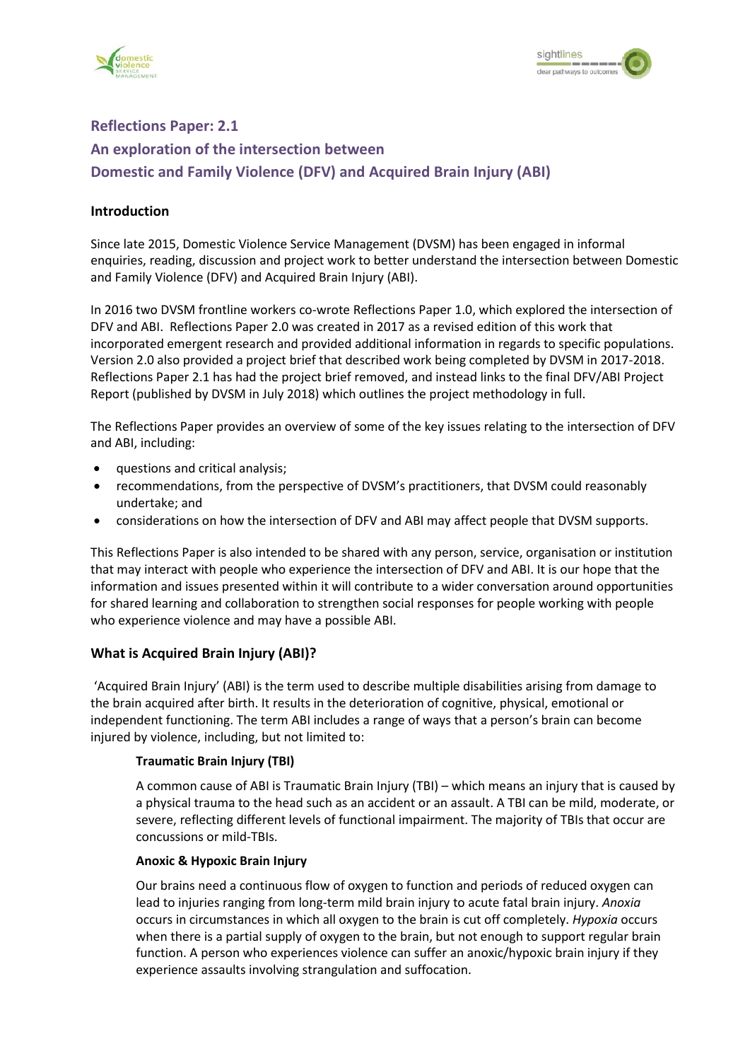## Reflections Paper: 2.1

## An exploration of the intersection between

## Domestic and Family Violence (DFV) and Acquired Brain Injury (ABI)

### Introduction

Since late 2015, Domestic Violence Service Management (DVSM) has been engaged in informal enquiries, reading, discussion and project work to better understand the intersection between Domestic and Family Violence (DFV) and Acquired Brain Injury (ABI).

In 2016 two DVSM frontline workers co-wrote Reflections Paper 1.0, which explored the intersection of DFV and ABI. Reflections Paper 2.0 was created in 2017 as a revised edition of this work that incorporated emergent research and provided additional information in regards to specific populations. Version 2.0 also provided a project brief that described work being completed by DVSM in 2017-2018. Reflections Paper 2.1 has had the project brief removed, and instead links to the final DFV/ABI Project Report (published by DVSM in July 2018) which outlines the project methodology in full.

The Reflections Paper provides an overview of some of the key issues relating to the intersection of DFV and ABI, including:

- questions and critical analysis;
- recommendations, from the perspective of DVSM's practitioners, that DVSM could reasonably undertake; and
- considerations on how the intersection of DFV and ABI may affect people that DVSM supports.

This Reflections Paper is also intended to be shared with any person, service, organisation or institution that may interact with people who experience the intersection of DFV and ABI. It is our hope that the information and issues presented within it will contribute to a wider conversation around opportunities for shared learning and collaboration to strengthen social responses for people working with people who experience violence and may have a possible ABI.

### What is Acquired Brain Injury (ABI)?

'Acquired Brain Injury' (ABI) is the term used to describe multiple disabilities arising from damage to the brain acquired after birth. It results in the deterioration of cognitive, physical, emotional or independent functioning. The term ABI includes a range of ways that a person's brain can become injured by violence, including, but not limited to:

#### Traumatic Brain Injury (TBI)

A common cause of ABI is Traumatic Brain Injury (TBI) – which means an injury that is caused by a physical trauma to the head such as an accident or an assault. A TBI can be mild, moderate, or severe, reflecting different levels of functional impairment. The majority of TBIs that occur are concussions or mild-TBIs.

#### Anoxic & Hypoxic Brain Injury

Our brains need a continuous flow of oxygen to function and periods of reduced oxygen can lead to injuries ranging from long-term mild brain injury to acute fatal brain injury. *Anoxia* occurs in circumstances in which all oxygen to the brain is cut off completely. *Hypoxia* occurs when there is a partial supply of oxygen to the brain, but not enough to support regular brain function. A person who experiences violence can suffer an anoxic/hypoxic brain injury if they experience assaults involving strangulation and suffocation.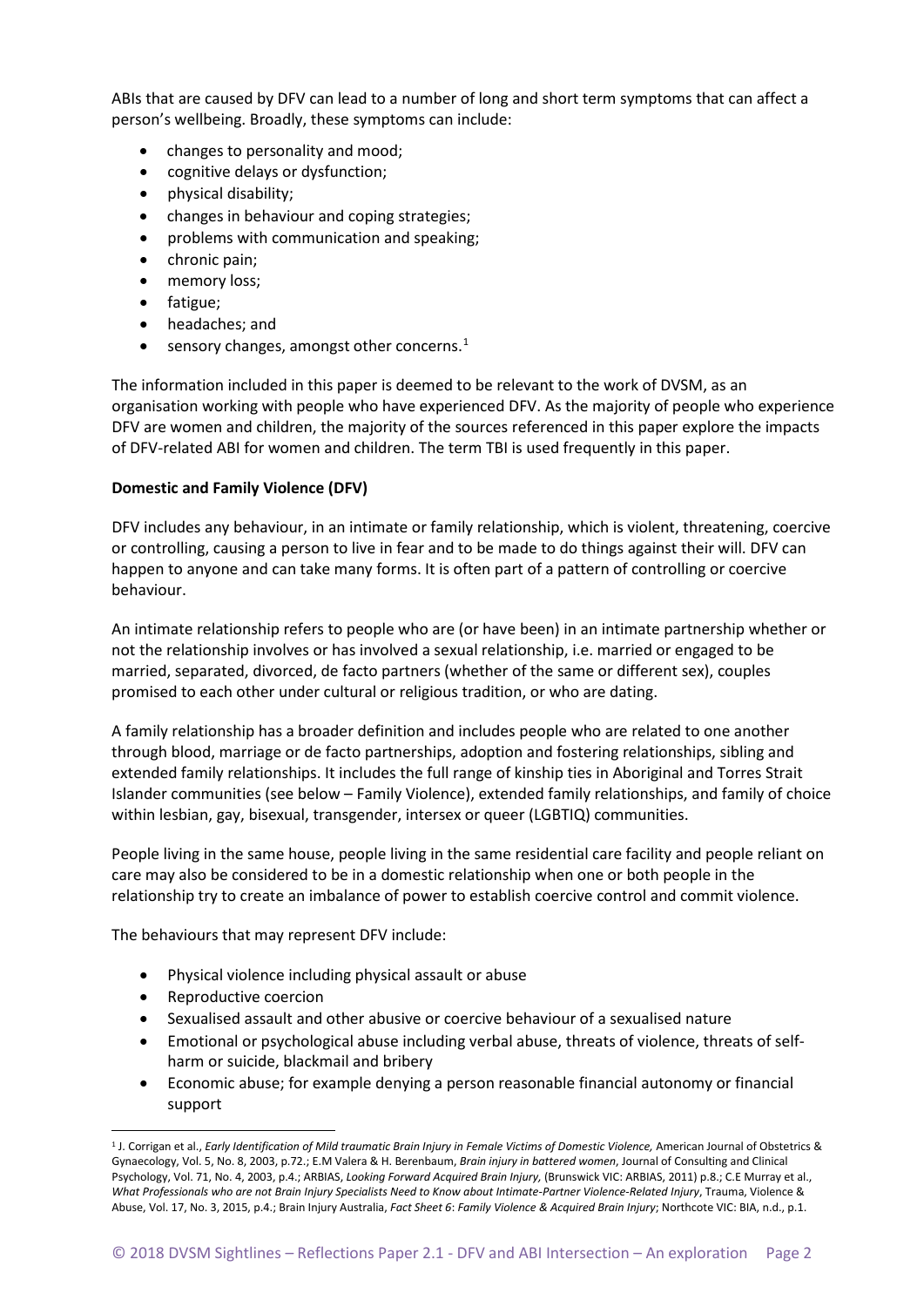ABIs that are caused by DFV can lead to a number of long and short term symptoms that can affect a person's wellbeing. Broadly, these symptoms can include:

- changes to personality and mood;
- cognitive delays or dysfunction;
- physical disability;
- changes in behaviour and coping strategies;
- problems with communication and speaking;
- chronic pain;
- memory loss;
- fatigue;
- headaches; and
- sensory changes, amongst other concerns.[1]

The information included in this paper is deemed to be relevant to the work of DVSM, as an organisation working with people who have experienced DFV. As the majority of people who experience DFV are women and children, the majority of the sources referenced in this paper explore the impacts of DFV-related ABI for women and children. The term TBI is used frequently in this paper.

**Domestic and Family Violence (DFV)**

DFV includes any behaviour, in an intimate or family relationship, which is violent, threatening, coercive or controlling, causing a person to live in fear and to be made to do things against their will. DFV can happen to anyone and can take many forms. It is often part of a pattern of controlling or coercive behaviour.

An intimate relationship refers to people who are (or have been) in an intimate partnership whether or not the relationship involves or has involved a sexual relationship, i.e. married or engaged to be married, separated, divorced, de facto partners (whether of the same or different sex), couples promised to each other under cultural or religious tradition, or who are dating.

A family relationship has a broader definition and includes people who are related to one another through blood, marriage or de facto partnerships, adoption and fostering relationships, sibling and extended family relationships. It includes the full range of kinship ties in Aboriginal and Torres Strait Islander communities (see below – Family Violence), extended family relationships, and family of choice within lesbian, gay, bisexual, transgender, intersex or queer (LGBTIQ) communities.

People living in the same house, people living in the same residential care facility and people reliant on care may also be considered to be in a domestic relationship when one or both people in the relationship try to create an imbalance of power to establish coercive control and commit violence.

The behaviours that may represent DFV include:

- Physical violence including physical assault or abuse
- Reproductive coercion
- Sexualised assault and other abusive or coercive behaviour of a sexualised nature
- Emotional or psychological abuse including verbal abuse, threats of violence, threats of self-harm or suicide, blackmail and bribery
- Economic abuse; for example denying a person reasonable financial autonomy or financial support

[1] J. Corrigan et al., *Early Identification of Mild traumatic Brain Injury in Female Victims of Domestic Violence,* American Journal of Obstetrics & Gynaecology, Vol. 5, No. 8, 2003, p.72.; E.M Valera & H. Berenbaum, *Brain injury in battered women*, Journal of Consulting and Clinical Psychology, Vol. 71, No. 4, 2003, p.4.; ARBIAS, *Looking Forward Acquired Brain Injury,* (Brunswick VIC: ARBIAS, 2011) p.8.; C.E Murray et al., *What Professionals who are not Brain Injury Specialists Need to Know about Intimate-Partner Violence-Related Injury*, Trauma, Violence & Abuse, Vol. 17, No. 3, 2015, p.4.; Brain Injury Australia, *Fact Sheet 6*: *Family Violence & Acquired Brain Injury*; Northcote VIC: BIA, n.d., p.1.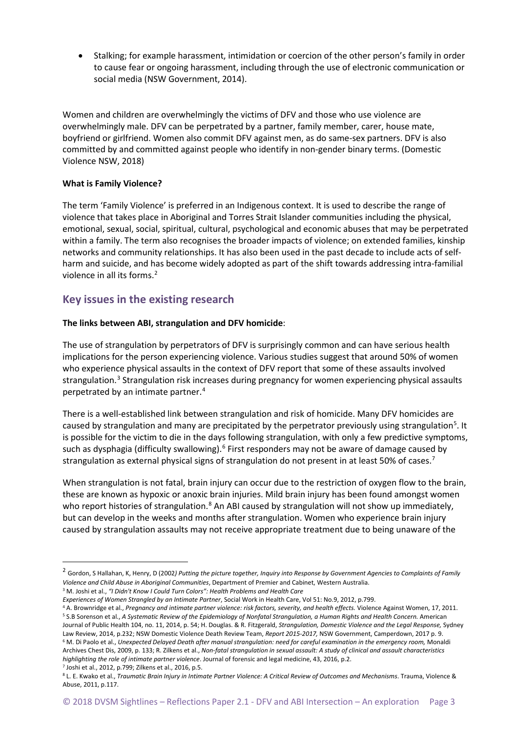- Stalking; for example harassment, intimidation or coercion of the other person's family in order to cause fear or ongoing harassment, including through the use of electronic communication or social media (NSW Government, 2014).

Women and children are overwhelmingly the victims of DFV and those who use violence are overwhelmingly male. DFV can be perpetrated by a partner, family member, carer, house mate, boyfriend or girlfriend. Women also commit DFV against men, as do same-sex partners. DFV is also committed by and committed against people who identify in non-gender binary terms. (Domestic Violence NSW, 2018)

**What is Family Violence?**

The term 'Family Violence' is preferred in an Indigenous context. It is used to describe the range of violence that takes place in Aboriginal and Torres Strait Islander communities including the physical, emotional, sexual, social, spiritual, cultural, psychological and economic abuses that may be perpetrated within a family. The term also recognises the broader impacts of violence; on extended families, kinship networks and community relationships. It has also been used in the past decade to include acts of self-harm and suicide, and has become widely adopted as part of the shift towards addressing intra-familial violence in all its forms.[2]

## Key issues in the existing research

**The links between ABI, strangulation and DFV homicide**:

The use of strangulation by perpetrators of DFV is surprisingly common and can have serious health implications for the person experiencing violence. Various studies suggest that around 50% of women who experience physical assaults in the context of DFV report that some of these assaults involved strangulation.[3] Strangulation risk increases during pregnancy for women experiencing physical assaults perpetrated by an intimate partner.[4]

There is a well-established link between strangulation and risk of homicide. Many DFV homicides are caused by strangulation and many are precipitated by the perpetrator previously using strangulation[5]. It is possible for the victim to die in the days following strangulation, with only a few predictive symptoms, such as dysphagia (difficulty swallowing).[6] First responders may not be aware of damage caused by strangulation as external physical signs of strangulation do not present in at least 50% of cases.[7]

When strangulation is not fatal, brain injury can occur due to the restriction of oxygen flow to the brain, these are known as hypoxic or anoxic brain injuries. Mild brain injury has been found amongst women who report histories of strangulation.[8] An ABI caused by strangulation will not show up immediately, but can develop in the weeks and months after strangulation. Women who experience brain injury caused by strangulation assaults may not receive appropriate treatment due to being unaware of the

---

[2] Gordon, S Hallahan, K, Henry, D (2002*) Putting the picture together, Inquiry into Response by Government Agencies to Complaints of Family Violence and Child Abuse in Aboriginal Communities*, Department of Premier and Cabinet, Western Australia.

[3] M. Joshi et al., *"I Didn't Know I Could Turn Colors": Health Problems and Health Care Experiences of Women Strangled by an Intimate Partner*, Social Work in Health Care, Vol 51: No.9, 2012, p.799.

[4] A. Brownridge et al., *Pregnancy and intimate partner violence: risk factors, severity, and health effects.* Violence Against Women, 17, 2011.

[5] S.B Sorenson et al., *A Systematic Review of the Epidemiology of Nonfatal Strangulation, a Human Rights and Health Concern.* American Journal of Public Health 104, no. 11, 2014, p. 54; H. Douglas. & R. Fitzgerald, *Strangulation, Domestic Violence and the Legal Response,* Sydney Law Review, 2014, p.232; NSW Domestic Violence Death Review Team, *Report 2015-2017,* NSW Government, Camperdown, 2017 p. 9.

[6] M. Di Paolo et al., *Unexpected Delayed Death after manual strangulation: need for careful examination in the emergency room,* Monaldi Archives Chest Dis, 2009, p. 133; R. Zilkens et al., *Non-fatal strangulation in sexual assault: A study of clinical and assault characteristics highlighting the role of intimate partner violence*. Journal of forensic and legal medicine, 43, 2016, p.2.

[7] Joshi et al., 2012, p.799; Zilkens et al., 2016, p.5.

[8] L. E. Kwako et al., *Traumatic Brain Injury in Intimate Partner Violence: A Critical Review of Outcomes and Mechanisms*. Trauma, Violence & Abuse, 2011, p.117.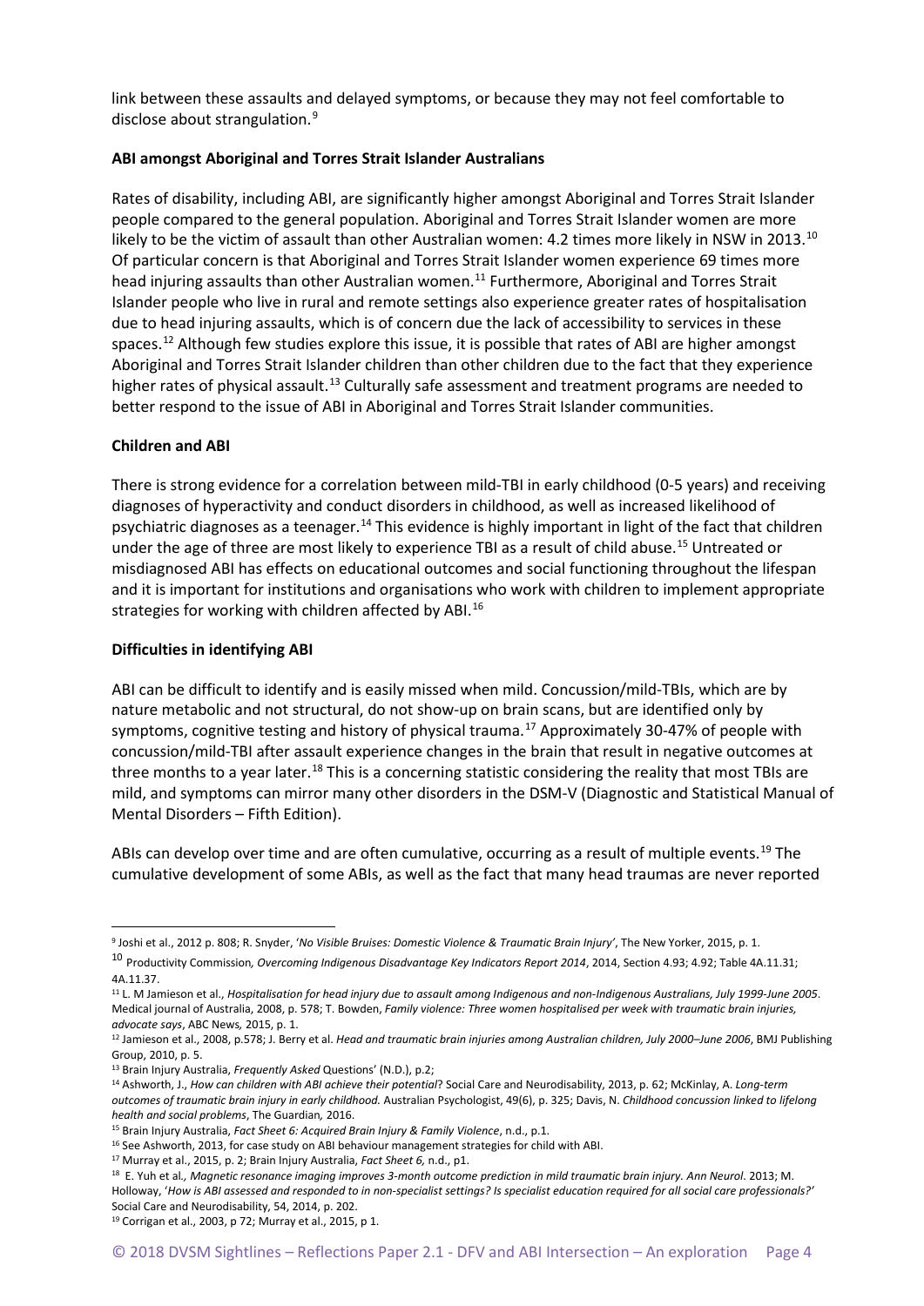link between these assaults and delayed symptoms, or because they may not feel comfortable to disclose about strangulation.[9]

**ABI amongst Aboriginal and Torres Strait Islander Australians**

Rates of disability, including ABI, are significantly higher amongst Aboriginal and Torres Strait Islander people compared to the general population. Aboriginal and Torres Strait Islander women are more likely to be the victim of assault than other Australian women: 4.2 times more likely in NSW in 2013.[10] Of particular concern is that Aboriginal and Torres Strait Islander women experience 69 times more head injuring assaults than other Australian women.[11] Furthermore, Aboriginal and Torres Strait Islander people who live in rural and remote settings also experience greater rates of hospitalisation due to head injuring assaults, which is of concern due the lack of accessibility to services in these spaces.[12] Although few studies explore this issue, it is possible that rates of ABI are higher amongst Aboriginal and Torres Strait Islander children than other children due to the fact that they experience higher rates of physical assault.[13] Culturally safe assessment and treatment programs are needed to better respond to the issue of ABI in Aboriginal and Torres Strait Islander communities.

**Children and ABI**

There is strong evidence for a correlation between mild-TBI in early childhood (0-5 years) and receiving diagnoses of hyperactivity and conduct disorders in childhood, as well as increased likelihood of psychiatric diagnoses as a teenager.[14] This evidence is highly important in light of the fact that children under the age of three are most likely to experience TBI as a result of child abuse.[15] Untreated or misdiagnosed ABI has effects on educational outcomes and social functioning throughout the lifespan and it is important for institutions and organisations who work with children to implement appropriate strategies for working with children affected by ABI.[16]

**Difficulties in identifying ABI**

ABI can be difficult to identify and is easily missed when mild. Concussion/mild-TBIs, which are by nature metabolic and not structural, do not show-up on brain scans, but are identified only by symptoms, cognitive testing and history of physical trauma.[17] Approximately 30-47% of people with concussion/mild-TBI after assault experience changes in the brain that result in negative outcomes at three months to a year later.[18] This is a concerning statistic considering the reality that most TBIs are mild, and symptoms can mirror many other disorders in the DSM-V (Diagnostic and Statistical Manual of Mental Disorders – Fifth Edition).

ABIs can develop over time and are often cumulative, occurring as a result of multiple events.[19] The cumulative development of some ABIs, as well as the fact that many head traumas are never reported

---

[9] Joshi et al., 2012 p. 808; R. Snyder, '*No Visible Bruises: Domestic Violence & Traumatic Brain Injury*', The New Yorker, 2015, p. 1.

[10] Productivity Commission*, Overcoming Indigenous Disadvantage Key Indicators Report 2014*, 2014, Section 4.93; 4.92; Table 4A.11.31; 4A.11.37.

[11] L. M Jamieson et al., *Hospitalisation for head injury due to assault among Indigenous and non-Indigenous Australians, July 1999-June 2005*. Medical journal of Australia, 2008, p. 578; T. Bowden, *Family violence: Three women hospitalised per week with traumatic brain injuries, advocate says*, ABC News*,* 2015, p. 1.

[12] Jamieson et al., 2008, p.578; J. Berry et al. *Head and traumatic brain injuries among Australian children, July 2000–June 2006*, BMJ Publishing Group, 2010, p. 5.

[13] Brain Injury Australia, *Frequently Asked* Questions' (N.D.), p.2;

[14] Ashworth, J., *How can children with ABI achieve their potential*? Social Care and Neurodisability, 2013, p. 62; McKinlay, A. *Long-term outcomes of traumatic brain injury in early childhood.* Australian Psychologist, 49(6), p. 325; Davis, N. *Childhood concussion linked to lifelong health and social problems*, The Guardian*,* 2016.

[15] Brain Injury Australia, *Fact Sheet 6: Acquired Brain Injury & Family Violence*, n.d., p.1.

[16] See Ashworth, 2013, for case study on ABI behaviour management strategies for child with ABI.

[17] Murray et al., 2015, p. 2; Brain Injury Australia, *Fact Sheet 6,* n.d., p1.

[18] E. Yuh et al*., Magnetic resonance imaging improves 3-month outcome prediction in mild traumatic brain injury. Ann Neurol*. 2013; M. Holloway, '*How is ABI assessed and responded to in non-specialist settings? Is specialist education required for all social care professionals?'* Social Care and Neurodisability, 54, 2014, p. 202.

[19] Corrigan et al., 2003, p 72; Murray et al., 2015, p 1.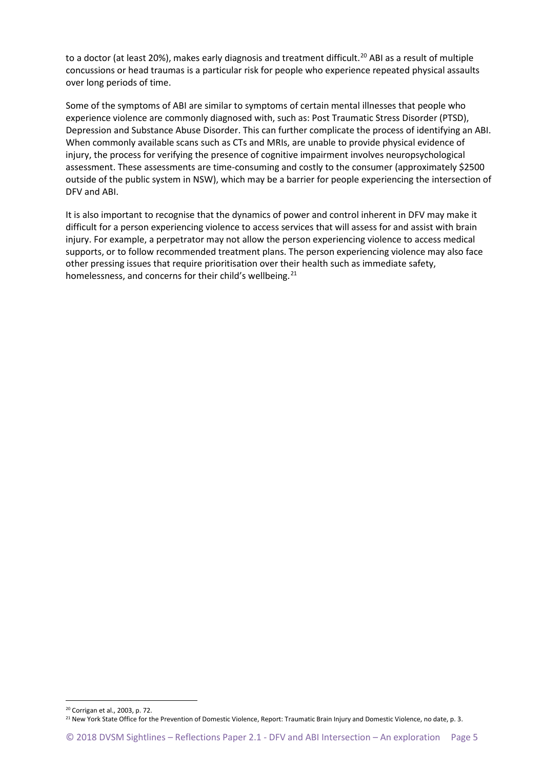to a doctor (at least 20%), makes early diagnosis and treatment difficult.[20] ABI as a result of multiple concussions or head traumas is a particular risk for people who experience repeated physical assaults over long periods of time.

Some of the symptoms of ABI are similar to symptoms of certain mental illnesses that people who experience violence are commonly diagnosed with, such as: Post Traumatic Stress Disorder (PTSD), Depression and Substance Abuse Disorder. This can further complicate the process of identifying an ABI. When commonly available scans such as CTs and MRIs, are unable to provide physical evidence of injury, the process for verifying the presence of cognitive impairment involves neuropsychological assessment. These assessments are time-consuming and costly to the consumer (approximately $2500 outside of the public system in NSW), which may be a barrier for people experiencing the intersection of DFV and ABI.

It is also important to recognise that the dynamics of power and control inherent in DFV may make it difficult for a person experiencing violence to access services that will assess for and assist with brain injury. For example, a perpetrator may not allow the person experiencing violence to access medical supports, or to follow recommended treatment plans. The person experiencing violence may also face other pressing issues that require prioritisation over their health such as immediate safety, homelessness, and concerns for their child's wellbeing.[21]

---

[20] Corrigan et al., 2003, p. 72.

[21] New York State Office for the Prevention of Domestic Violence, Report: Traumatic Brain Injury and Domestic Violence, no date, p. 3.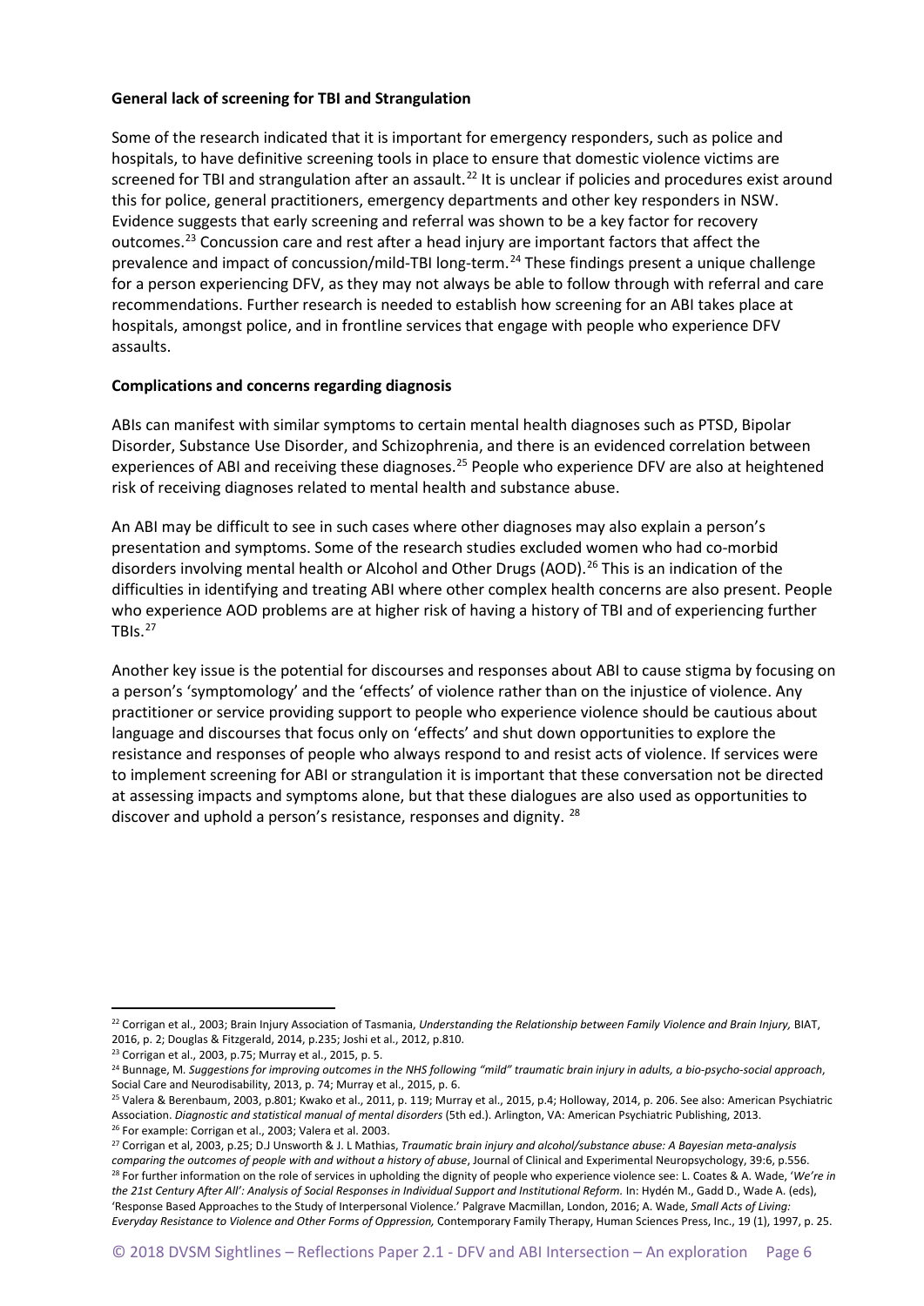**General lack of screening for TBI and Strangulation**

Some of the research indicated that it is important for emergency responders, such as police and hospitals, to have definitive screening tools in place to ensure that domestic violence victims are screened for TBI and strangulation after an assault.[22] It is unclear if policies and procedures exist around this for police, general practitioners, emergency departments and other key responders in NSW. Evidence suggests that early screening and referral was shown to be a key factor for recovery outcomes.[23] Concussion care and rest after a head injury are important factors that affect the prevalence and impact of concussion/mild-TBI long-term.[24] These findings present a unique challenge for a person experiencing DFV, as they may not always be able to follow through with referral and care recommendations. Further research is needed to establish how screening for an ABI takes place at hospitals, amongst police, and in frontline services that engage with people who experience DFV assaults.

**Complications and concerns regarding diagnosis**

ABIs can manifest with similar symptoms to certain mental health diagnoses such as PTSD, Bipolar Disorder, Substance Use Disorder, and Schizophrenia, and there is an evidenced correlation between experiences of ABI and receiving these diagnoses.[25] People who experience DFV are also at heightened risk of receiving diagnoses related to mental health and substance abuse.

An ABI may be difficult to see in such cases where other diagnoses may also explain a person's presentation and symptoms. Some of the research studies excluded women who had co-morbid disorders involving mental health or Alcohol and Other Drugs (AOD).[26] This is an indication of the difficulties in identifying and treating ABI where other complex health concerns are also present. People who experience AOD problems are at higher risk of having a history of TBI and of experiencing further TBIs.[27]

Another key issue is the potential for discourses and responses about ABI to cause stigma by focusing on a person's 'symptomology' and the 'effects' of violence rather than on the injustice of violence. Any practitioner or service providing support to people who experience violence should be cautious about language and discourses that focus only on 'effects' and shut down opportunities to explore the resistance and responses of people who always respond to and resist acts of violence. If services were to implement screening for ABI or strangulation it is important that these conversation not be directed at assessing impacts and symptoms alone, but that these dialogues are also used as opportunities to discover and uphold a person's resistance, responses and dignity. [28]

---

[22] Corrigan et al., 2003; Brain Injury Association of Tasmania, *Understanding the Relationship between Family Violence and Brain Injury,* BIAT, 2016, p. 2; Douglas & Fitzgerald, 2014, p.235; Joshi et al., 2012, p.810.

[23] Corrigan et al., 2003, p.75; Murray et al., 2015, p. 5.

[24] Bunnage, M. *Suggestions for improving outcomes in the NHS following "mild" traumatic brain injury in adults, a bio-psycho-social approach*, Social Care and Neurodisability, 2013, p. 74; Murray et al., 2015, p. 6.

[25] Valera & Berenbaum, 2003, p.801; Kwako et al., 2011, p. 119; Murray et al., 2015, p.4; Holloway, 2014, p. 206. See also: American Psychiatric Association. *Diagnostic and statistical manual of mental disorders* (5th ed.). Arlington, VA: American Psychiatric Publishing, 2013.

[26] For example: Corrigan et al., 2003; Valera et al. 2003.

[27] Corrigan et al, 2003, p.25; D.J Unsworth & J. L Mathias, *Traumatic brain injury and alcohol/substance abuse: A Bayesian meta-analysis comparing the outcomes of people with and without a history of abuse*, Journal of Clinical and Experimental Neuropsychology, 39:6, p.556.

[28] For further information on the role of services in upholding the dignity of people who experience violence see: L. Coates & A. Wade, '*We're in the 21st Century After All': Analysis of Social Responses in Individual Support and Institutional Reform.* In: Hydén M., Gadd D., Wade A. (eds), 'Response Based Approaches to the Study of Interpersonal Violence.' Palgrave Macmillan, London, 2016; A. Wade, *Small Acts of Living: Everyday Resistance to Violence and Other Forms of Oppression,* Contemporary Family Therapy, Human Sciences Press, Inc., 19 (1), 1997, p. 25.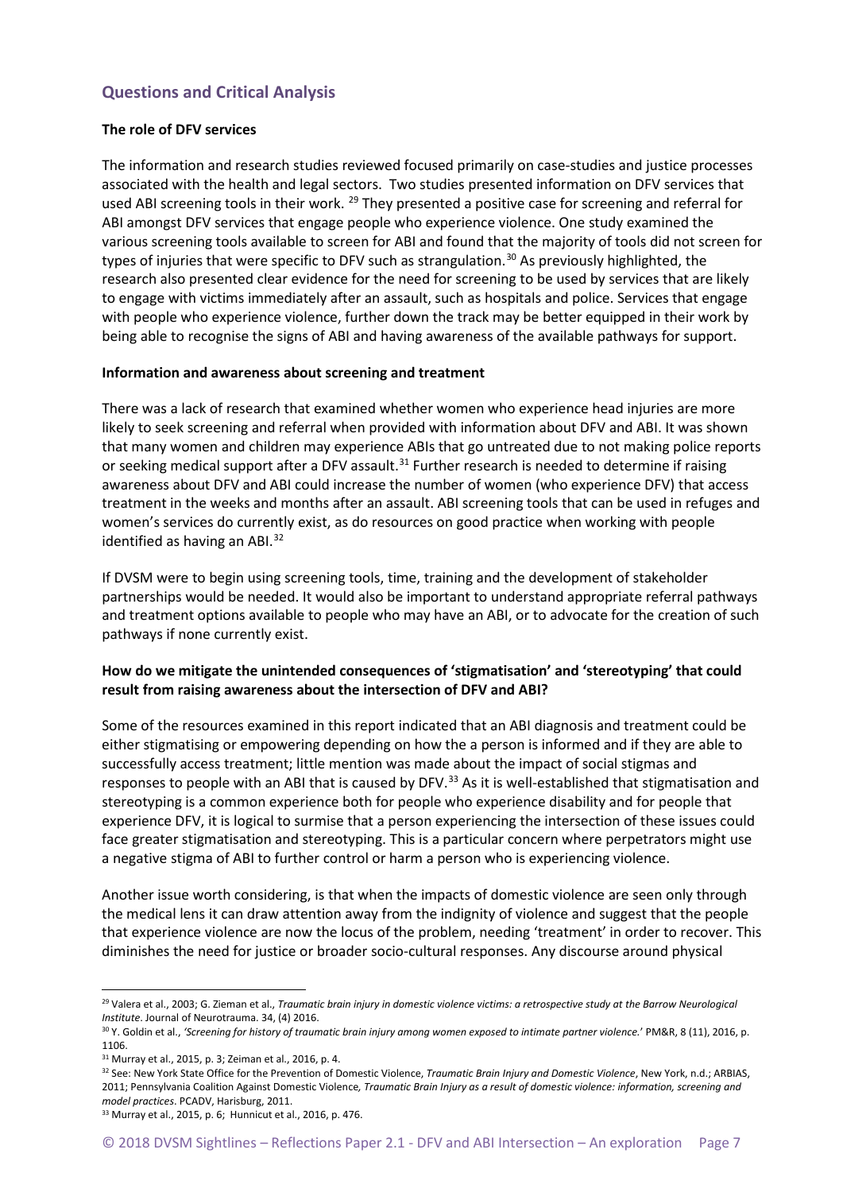## Questions and Critical Analysis

**The role of DFV services**

The information and research studies reviewed focused primarily on case-studies and justice processes associated with the health and legal sectors. Two studies presented information on DFV services that used ABI screening tools in their work. [29] They presented a positive case for screening and referral for ABI amongst DFV services that engage people who experience violence. One study examined the various screening tools available to screen for ABI and found that the majority of tools did not screen for types of injuries that were specific to DFV such as strangulation.[30] As previously highlighted, the research also presented clear evidence for the need for screening to be used by services that are likely to engage with victims immediately after an assault, such as hospitals and police. Services that engage with people who experience violence, further down the track may be better equipped in their work by being able to recognise the signs of ABI and having awareness of the available pathways for support.

**Information and awareness about screening and treatment**

There was a lack of research that examined whether women who experience head injuries are more likely to seek screening and referral when provided with information about DFV and ABI. It was shown that many women and children may experience ABIs that go untreated due to not making police reports or seeking medical support after a DFV assault.[31] Further research is needed to determine if raising awareness about DFV and ABI could increase the number of women (who experience DFV) that access treatment in the weeks and months after an assault. ABI screening tools that can be used in refuges and women's services do currently exist, as do resources on good practice when working with people identified as having an ABI.[32]

If DVSM were to begin using screening tools, time, training and the development of stakeholder partnerships would be needed. It would also be important to understand appropriate referral pathways and treatment options available to people who may have an ABI, or to advocate for the creation of such pathways if none currently exist.

**How do we mitigate the unintended consequences of 'stigmatisation' and 'stereotyping' that could result from raising awareness about the intersection of DFV and ABI?**

Some of the resources examined in this report indicated that an ABI diagnosis and treatment could be either stigmatising or empowering depending on how the a person is informed and if they are able to successfully access treatment; little mention was made about the impact of social stigmas and responses to people with an ABI that is caused by DFV.[33] As it is well-established that stigmatisation and stereotyping is a common experience both for people who experience disability and for people that experience DFV, it is logical to surmise that a person experiencing the intersection of these issues could face greater stigmatisation and stereotyping. This is a particular concern where perpetrators might use a negative stigma of ABI to further control or harm a person who is experiencing violence.

Another issue worth considering, is that when the impacts of domestic violence are seen only through the medical lens it can draw attention away from the indignity of violence and suggest that the people that experience violence are now the locus of the problem, needing 'treatment' in order to recover. This diminishes the need for justice or broader socio-cultural responses. Any discourse around physical

---

[29] Valera et al., 2003; G. Zieman et al., *Traumatic brain injury in domestic violence victims: a retrospective study at the Barrow Neurological Institute*. Journal of Neurotrauma. 34, (4) 2016.

[30] Y. Goldin et al., *'Screening for history of traumatic brain injury among women exposed to intimate partner violence.'* PM&R, 8 (11), 2016, p. 1106.

[31] Murray et al., 2015, p. 3; Zeiman et al., 2016, p. 4.

[32] See: New York State Office for the Prevention of Domestic Violence, *Traumatic Brain Injury and Domestic Violence*, New York, n.d.; ARBIAS, 2011; Pennsylvania Coalition Against Domestic Violence, *Traumatic Brain Injury as a result of domestic violence: information, screening and model practices*. PCADV, Harisburg, 2011.

[33] Murray et al., 2015, p. 6; Hunnicut et al., 2016, p. 476.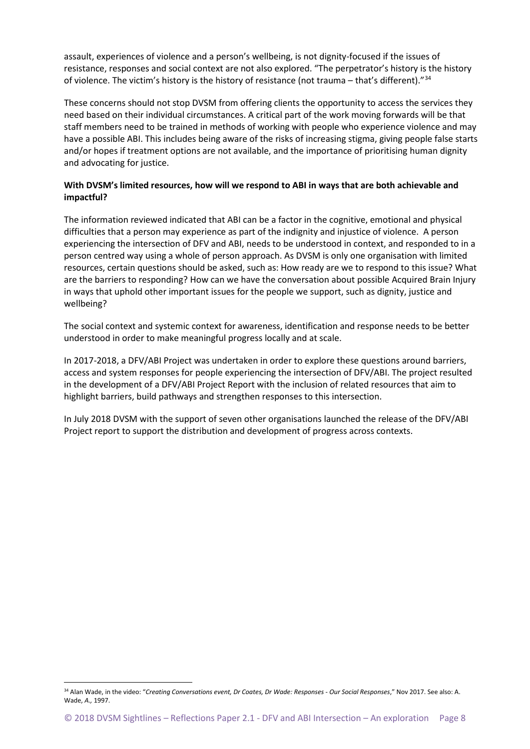assault, experiences of violence and a person's wellbeing, is not dignity-focused if the issues of resistance, responses and social context are not also explored. "The perpetrator's history is the history of violence. The victim's history is the history of resistance (not trauma – that's different)."[34]

These concerns should not stop DVSM from offering clients the opportunity to access the services they need based on their individual circumstances. A critical part of the work moving forwards will be that staff members need to be trained in methods of working with people who experience violence and may have a possible ABI. This includes being aware of the risks of increasing stigma, giving people false starts and/or hopes if treatment options are not available, and the importance of prioritising human dignity and advocating for justice.

**With DVSM's limited resources, how will we respond to ABI in ways that are both achievable and impactful?**

The information reviewed indicated that ABI can be a factor in the cognitive, emotional and physical difficulties that a person may experience as part of the indignity and injustice of violence. A person experiencing the intersection of DFV and ABI, needs to be understood in context, and responded to in a person centred way using a whole of person approach. As DVSM is only one organisation with limited resources, certain questions should be asked, such as: How ready are we to respond to this issue? What are the barriers to responding? How can we have the conversation about possible Acquired Brain Injury in ways that uphold other important issues for the people we support, such as dignity, justice and wellbeing?

The social context and systemic context for awareness, identification and response needs to be better understood in order to make meaningful progress locally and at scale.

In 2017-2018, a DFV/ABI Project was undertaken in order to explore these questions around barriers, access and system responses for people experiencing the intersection of DFV/ABI. The project resulted in the development of a DFV/ABI Project Report with the inclusion of related resources that aim to highlight barriers, build pathways and strengthen responses to this intersection.

In July 2018 DVSM with the support of seven other organisations launched the release of the DFV/ABI Project report to support the distribution and development of progress across contexts.

---

[34] Alan Wade, in the video: "*Creating Conversations event, Dr Coates, Dr Wade: Responses - Our Social Responses*," Nov 2017. See also: A. Wade, *A.,* 1997.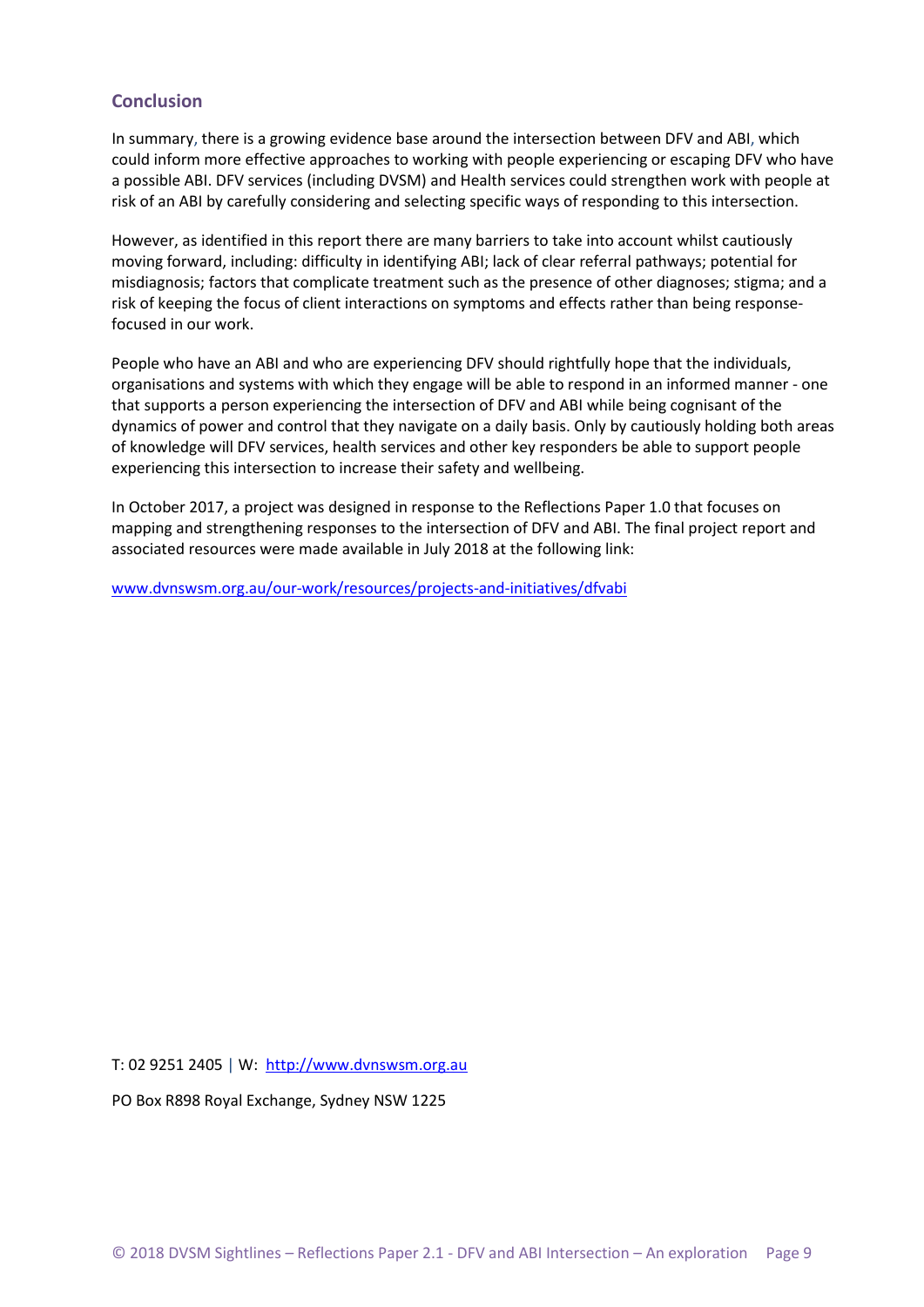## Conclusion

In summary, there is a growing evidence base around the intersection between DFV and ABI, which could inform more effective approaches to working with people experiencing or escaping DFV who have a possible ABI. DFV services (including DVSM) and Health services could strengthen work with people at risk of an ABI by carefully considering and selecting specific ways of responding to this intersection.

However, as identified in this report there are many barriers to take into account whilst cautiously moving forward, including: difficulty in identifying ABI; lack of clear referral pathways; potential for misdiagnosis; factors that complicate treatment such as the presence of other diagnoses; stigma; and a risk of keeping the focus of client interactions on symptoms and effects rather than being response-focused in our work.

People who have an ABI and who are experiencing DFV should rightfully hope that the individuals, organisations and systems with which they engage will be able to respond in an informed manner - one that supports a person experiencing the intersection of DFV and ABI while being cognisant of the dynamics of power and control that they navigate on a daily basis. Only by cautiously holding both areas of knowledge will DFV services, health services and other key responders be able to support people experiencing this intersection to increase their safety and wellbeing.

In October 2017, a project was designed in response to the Reflections Paper 1.0 that focuses on mapping and strengthening responses to the intersection of DFV and ABI. The final project report and associated resources were made available in July 2018 at the following link:

www.dvnswsm.org.au/our-work/resources/projects-and-initiatives/dfvabi

T: 02 9251 2405 | W: http://www.dvnswsm.org.au

PO Box R898 Royal Exchange, Sydney NSW 1225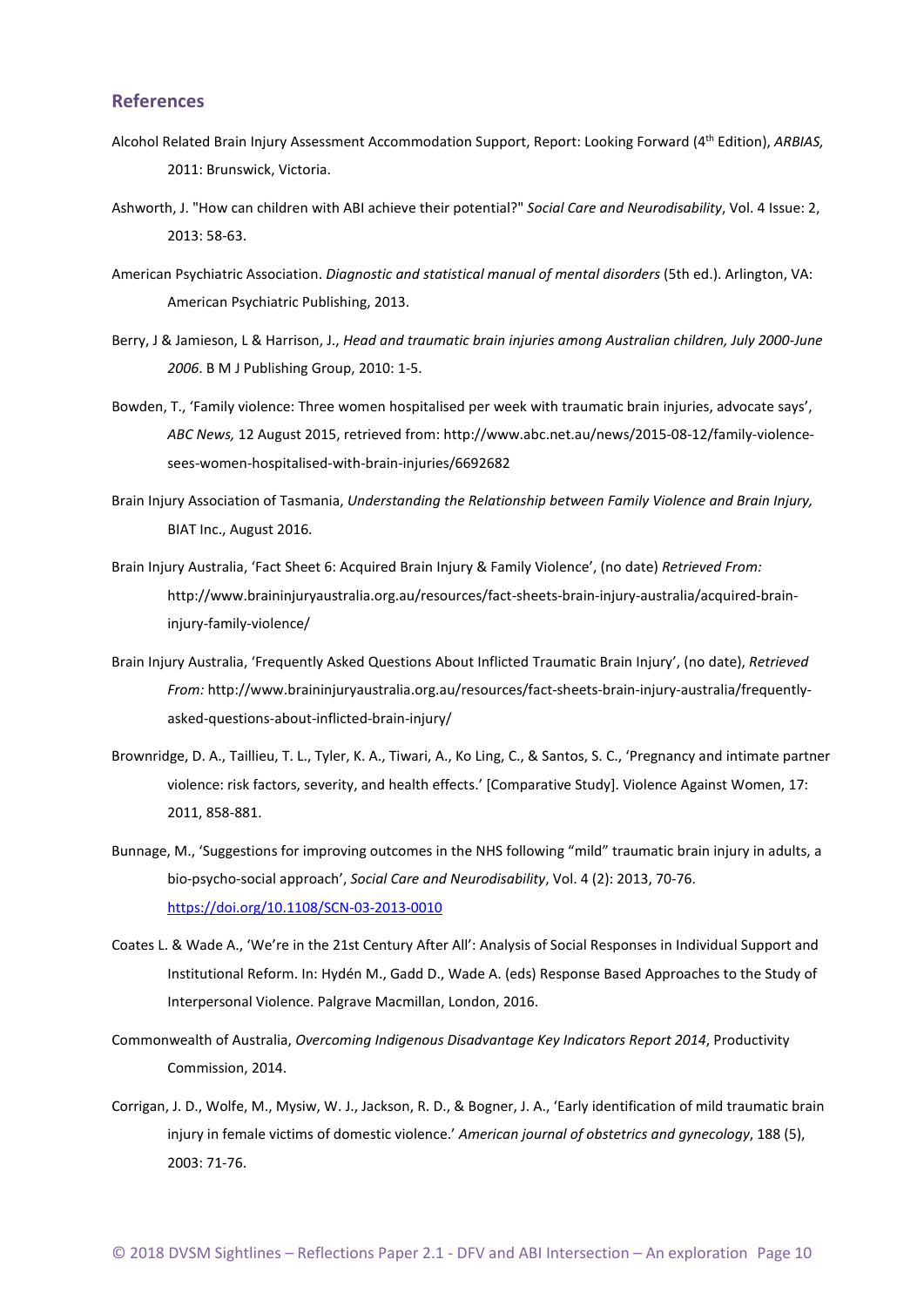## References

Alcohol Related Brain Injury Assessment Accommodation Support, Report: Looking Forward (4th Edition), *ARBIAS,* 2011: Brunswick, Victoria.

Ashworth, J. "How can children with ABI achieve their potential?" *Social Care and Neurodisability*, Vol. 4 Issue: 2, 2013: 58-63.

American Psychiatric Association. *Diagnostic and statistical manual of mental disorders* (5th ed.). Arlington, VA: American Psychiatric Publishing, 2013.

Berry, J & Jamieson, L & Harrison, J., *Head and traumatic brain injuries among Australian children, July 2000-June 2006*. B M J Publishing Group, 2010: 1-5.

Bowden, T., 'Family violence: Three women hospitalised per week with traumatic brain injuries, advocate says', *ABC News,* 12 August 2015, retrieved from: http://www.abc.net.au/news/2015-08-12/family-violence-sees-women-hospitalised-with-brain-injuries/6692682

Brain Injury Association of Tasmania, *Understanding the Relationship between Family Violence and Brain Injury,* BIAT Inc., August 2016.

Brain Injury Australia, 'Fact Sheet 6: Acquired Brain Injury & Family Violence', (no date) *Retrieved From:* http://www.braininjuryaustralia.org.au/resources/fact-sheets-brain-injury-australia/acquired-brain-injury-family-violence/

Brain Injury Australia, 'Frequently Asked Questions About Inflicted Traumatic Brain Injury', (no date), *Retrieved From:* http://www.braininjuryaustralia.org.au/resources/fact-sheets-brain-injury-australia/frequently-asked-questions-about-inflicted-brain-injury/

Brownridge, D. A., Taillieu, T. L., Tyler, K. A., Tiwari, A., Ko Ling, C., & Santos, S. C., 'Pregnancy and intimate partner violence: risk factors, severity, and health effects.' [Comparative Study]. Violence Against Women, 17: 2011, 858-881.

Bunnage, M., 'Suggestions for improving outcomes in the NHS following "mild" traumatic brain injury in adults, a bio-psycho-social approach', *Social Care and Neurodisability*, Vol. 4 (2): 2013, 70-76. https://doi.org/10.1108/SCN-03-2013-0010

Coates L. & Wade A., 'We're in the 21st Century After All': Analysis of Social Responses in Individual Support and Institutional Reform. In: Hydén M., Gadd D., Wade A. (eds) Response Based Approaches to the Study of Interpersonal Violence. Palgrave Macmillan, London, 2016.

Commonwealth of Australia, *Overcoming Indigenous Disadvantage Key Indicators Report 2014*, Productivity Commission, 2014.

Corrigan, J. D., Wolfe, M., Mysiw, W. J., Jackson, R. D., & Bogner, J. A., 'Early identification of mild traumatic brain injury in female victims of domestic violence.' *American journal of obstetrics and gynecology*, 188 (5), 2003: 71-76.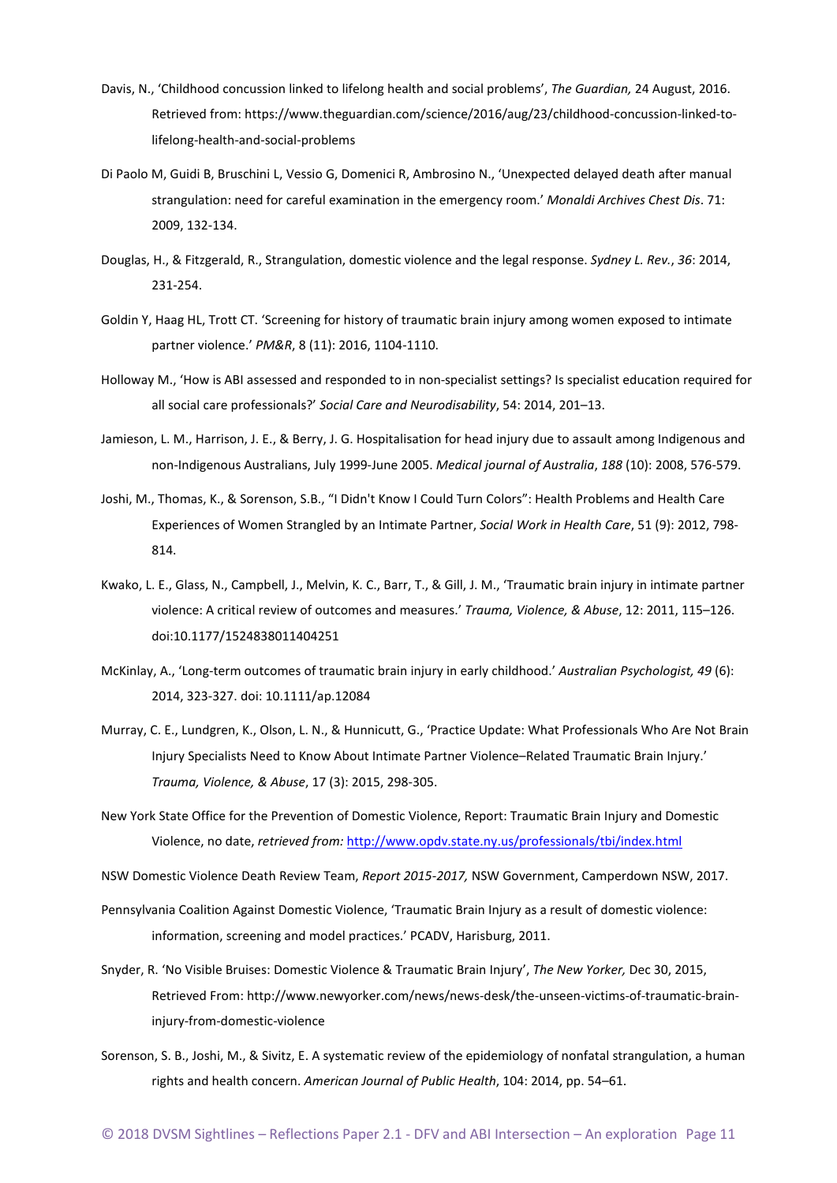Davis, N., 'Childhood concussion linked to lifelong health and social problems', *The Guardian,* 24 August, 2016. Retrieved from: https://www.theguardian.com/science/2016/aug/23/childhood-concussion-linked-to-lifelong-health-and-social-problems

Di Paolo M, Guidi B, Bruschini L, Vessio G, Domenici R, Ambrosino N., 'Unexpected delayed death after manual strangulation: need for careful examination in the emergency room.' *Monaldi Archives Chest Dis*. 71: 2009, 132-134.

Douglas, H., & Fitzgerald, R., Strangulation, domestic violence and the legal response. *Sydney L. Rev.*, *36*: 2014, 231-254.

Goldin Y, Haag HL, Trott CT. 'Screening for history of traumatic brain injury among women exposed to intimate partner violence.' *PM&R*, 8 (11): 2016, 1104-1110.

Holloway M., 'How is ABI assessed and responded to in non-specialist settings? Is specialist education required for all social care professionals?' *Social Care and Neurodisability*, 54: 2014, 201–13.

Jamieson, L. M., Harrison, J. E., & Berry, J. G. Hospitalisation for head injury due to assault among Indigenous and non-Indigenous Australians, July 1999-June 2005. *Medical journal of Australia*, *188* (10): 2008, 576-579.

Joshi, M., Thomas, K., & Sorenson, S.B., "I Didn't Know I Could Turn Colors": Health Problems and Health Care Experiences of Women Strangled by an Intimate Partner, *Social Work in Health Care*, 51 (9): 2012, 798-814.

Kwako, L. E., Glass, N., Campbell, J., Melvin, K. C., Barr, T., & Gill, J. M., 'Traumatic brain injury in intimate partner violence: A critical review of outcomes and measures.' *Trauma, Violence, & Abuse*, 12: 2011, 115–126. doi:10.1177/1524838011404251

McKinlay, A., 'Long-term outcomes of traumatic brain injury in early childhood.' *Australian Psychologist, 49* (6): 2014, 323-327. doi: 10.1111/ap.12084

Murray, C. E., Lundgren, K., Olson, L. N., & Hunnicutt, G., 'Practice Update: What Professionals Who Are Not Brain Injury Specialists Need to Know About Intimate Partner Violence–Related Traumatic Brain Injury.' *Trauma, Violence, & Abuse*, 17 (3): 2015, 298-305.

New York State Office for the Prevention of Domestic Violence, Report: Traumatic Brain Injury and Domestic Violence, no date, *retrieved from:* http://www.opdv.state.ny.us/professionals/tbi/index.html

NSW Domestic Violence Death Review Team, *Report 2015-2017,* NSW Government, Camperdown NSW, 2017.

Pennsylvania Coalition Against Domestic Violence, 'Traumatic Brain Injury as a result of domestic violence: information, screening and model practices.' PCADV, Harisburg, 2011.

Snyder, R. 'No Visible Bruises: Domestic Violence & Traumatic Brain Injury', *The New Yorker,* Dec 30, 2015, Retrieved From: http://www.newyorker.com/news/news-desk/the-unseen-victims-of-traumatic-brain-injury-from-domestic-violence

Sorenson, S. B., Joshi, M., & Sivitz, E. A systematic review of the epidemiology of nonfatal strangulation, a human rights and health concern. *American Journal of Public Health*, 104: 2014, pp. 54–61.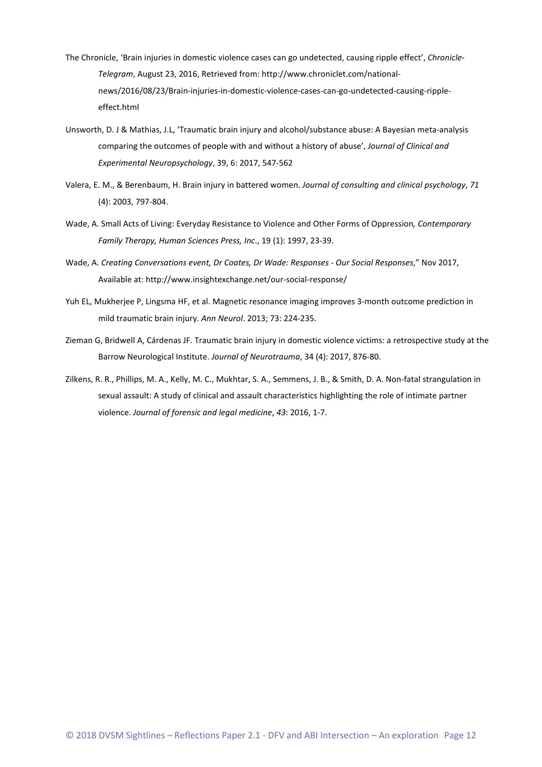The Chronicle, 'Brain injuries in domestic violence cases can go undetected, causing ripple effect', *Chronicle-Telegram*, August 23, 2016, Retrieved from: http://www.chroniclet.com/national-news/2016/08/23/Brain-injuries-in-domestic-violence-cases-can-go-undetected-causing-ripple-effect.html

Unsworth, D. J & Mathias, J.L, 'Traumatic brain injury and alcohol/substance abuse: A Bayesian meta-analysis comparing the outcomes of people with and without a history of abuse', *Journal of Clinical and Experimental Neuropsychology*, 39, 6: 2017, 547-562

Valera, E. M., & Berenbaum, H. Brain injury in battered women. *Journal of consulting and clinical psychology*, *71* (4): 2003, 797-804.

Wade, A. Small Acts of Living: Everyday Resistance to Violence and Other Forms of Oppression*, Contemporary Family Therapy, Human Sciences Press, Inc*., 19 (1): 1997, 23-39.

Wade, A. *Creating Conversations event, Dr Coates, Dr Wade: Responses - Our Social Responses*," Nov 2017, Available at: http://www.insightexchange.net/our-social-response/

Yuh EL, Mukherjee P, Lingsma HF, et al. Magnetic resonance imaging improves 3-month outcome prediction in mild traumatic brain injury. *Ann Neurol*. 2013; 73: 224-235.

Zieman G, Bridwell A, Cárdenas JF. Traumatic brain injury in domestic violence victims: a retrospective study at the Barrow Neurological Institute. *Journal of Neurotrauma*, 34 (4): 2017, 876-80.

Zilkens, R. R., Phillips, M. A., Kelly, M. C., Mukhtar, S. A., Semmens, J. B., & Smith, D. A. Non-fatal strangulation in sexual assault: A study of clinical and assault characteristics highlighting the role of intimate partner violence. *Journal of forensic and legal medicine*, *43*: 2016, 1-7.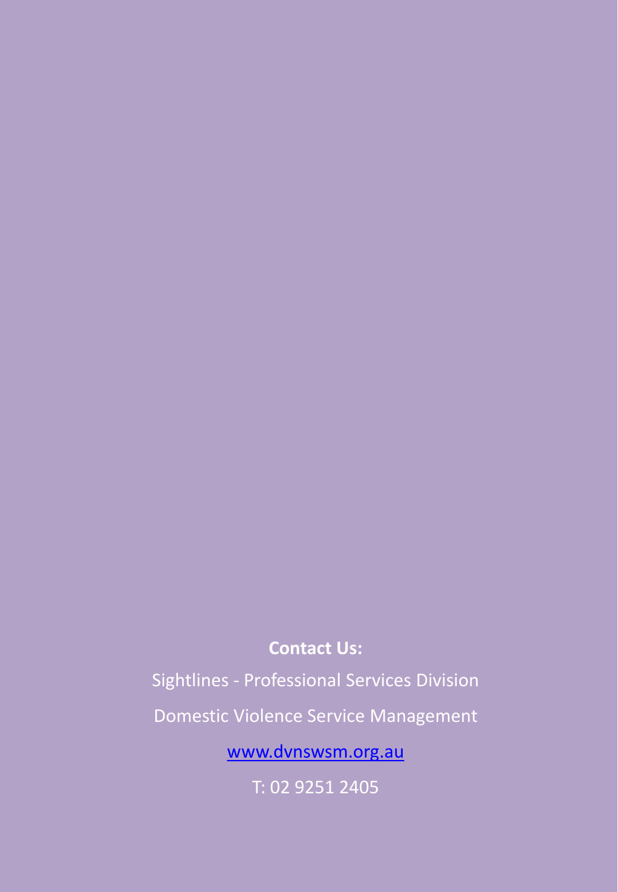**Contact Us:**

Sightlines - Professional Services Division

Domestic Violence Service Management

[www.dvnswsm.org.au](http://www.dvnswsm.org.au)

T: 02 9251 2405